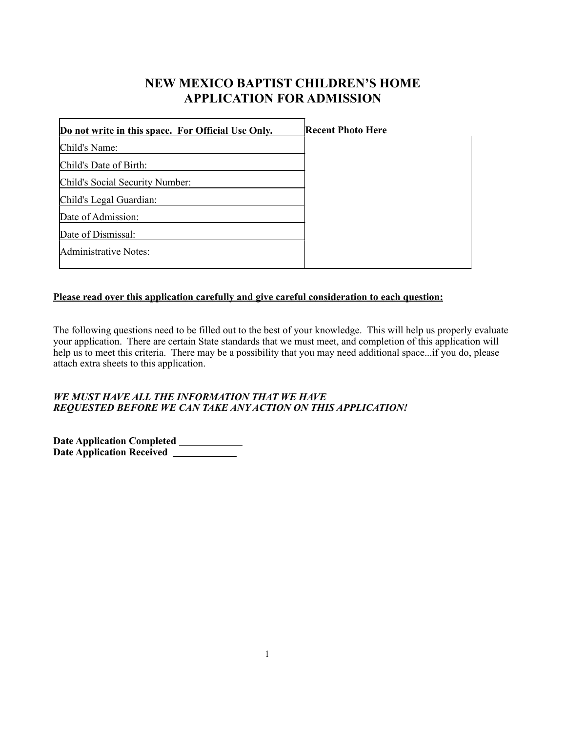# NEW MEXICO BAPTIST CHILDREN'S HOME
# APPLICATION FOR ADMISSION

| Do not write in this space. For Official Use Only. | Recent Photo Here |
|---|---|
| Child's Name: | |
| Child's Date of Birth: | |
| Child's Social Security Number: | |
| Child's Legal Guardian: | |
| Date of Admission: | |
| Date of Dismissal: | |
| Administrative Notes: | |

**Please read over this application carefully and give careful consideration to each question:**

The following questions need to be filled out to the best of your knowledge. This will help us properly evaluate your application. There are certain State standards that we must meet, and completion of this application will help us to meet this criteria. There may be a possibility that you may need additional space...if you do, please attach extra sheets to this application.

***WE MUST HAVE ALL THE INFORMATION THAT WE HAVE REQUESTED BEFORE WE CAN TAKE ANY ACTION ON THIS APPLICATION!***

**Date Application Completed** ____________
**Date Application Received** ____________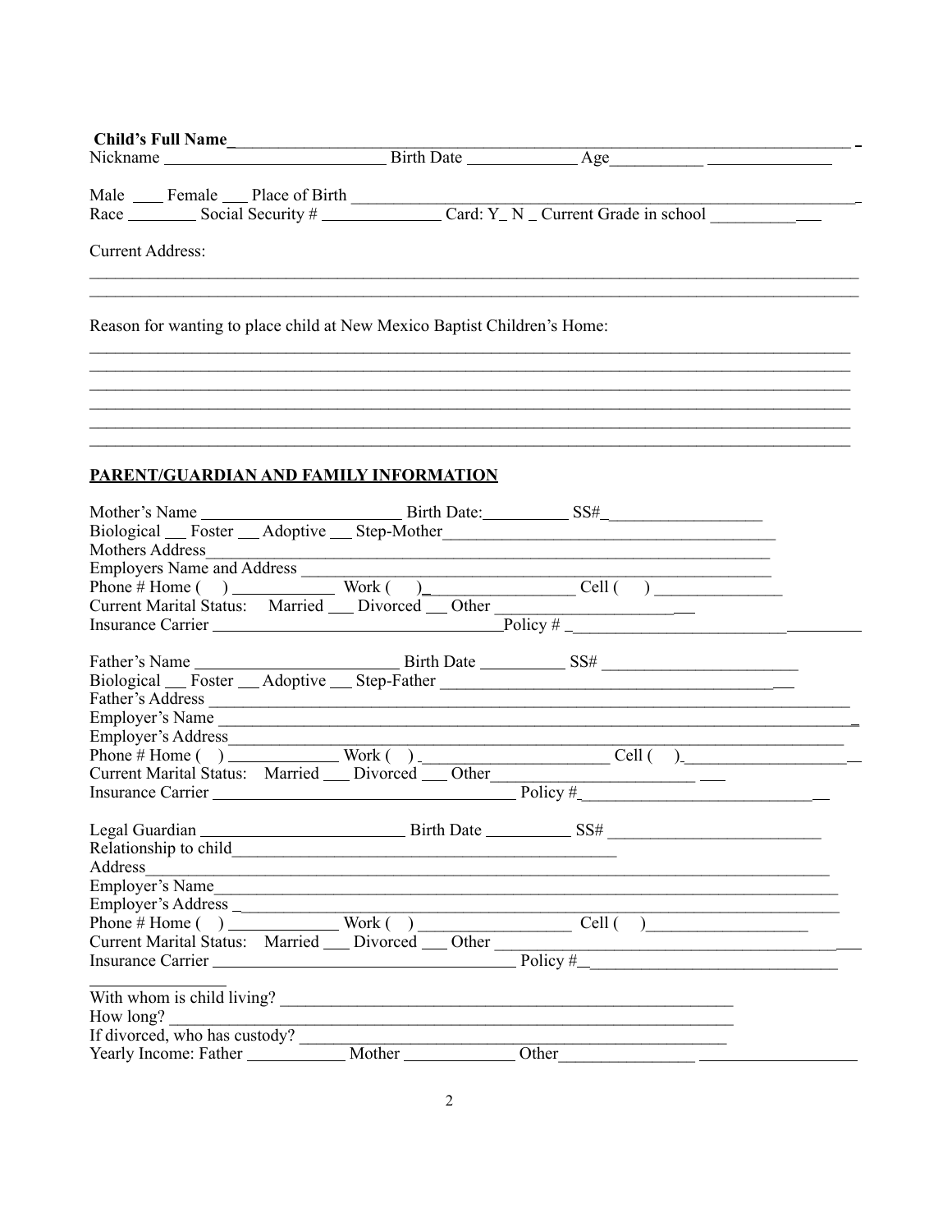**Child's Full Name**\_\_\_\_\_\_\_\_\_\_\_\_\_\_\_\_\_\_\_\_\_\_\_\_\_\_\_\_\_\_\_\_\_\_\_\_\_\_\_\_\_\_\_\_\_\_\_\_\_\_\_\_\_\_\_\_\_\_\_\_\_\_\_\_

Nickname \_\_\_\_\_\_\_\_\_\_\_\_\_\_\_\_\_\_\_\_\_\_\_\_ Birth Date \_\_\_\_\_\_\_\_\_\_\_\_ Age\_\_\_\_\_\_\_\_\_\_ \_\_\_\_\_\_\_\_\_\_\_\_\_\_

Male \_\_\_\_ Female \_\_\_ Place of Birth \_\_\_\_\_\_\_\_\_\_\_\_\_\_\_\_\_\_\_\_\_\_\_\_\_\_\_\_\_\_\_\_\_\_\_\_\_\_\_\_\_\_\_\_\_\_\_\_\_\_\_\_\_\_\_\_

Race \_\_\_\_\_\_\_\_ Social Security # \_\_\_\_\_\_\_\_\_\_\_\_\_\_ Card: Y\_ N \_ Current Grade in school \_\_\_\_\_\_\_\_\_\_\_\_\_

Current Address:

\_\_\_\_\_\_\_\_\_\_\_\_\_\_\_\_\_\_\_\_\_\_\_\_\_\_\_\_\_\_\_\_\_\_\_\_\_\_\_\_\_\_\_\_\_\_\_\_\_\_\_\_\_\_\_\_\_\_\_\_\_\_\_\_\_\_\_\_\_\_\_\_\_\_\_\_\_\_\_\_\_\_\_\_\_\_\_\_

\_\_\_\_\_\_\_\_\_\_\_\_\_\_\_\_\_\_\_\_\_\_\_\_\_\_\_\_\_\_\_\_\_\_\_\_\_\_\_\_\_\_\_\_\_\_\_\_\_\_\_\_\_\_\_\_\_\_\_\_\_\_\_\_\_\_\_\_\_\_\_\_\_\_\_\_\_\_\_\_\_\_\_\_\_\_\_\_

Reason for wanting to place child at New Mexico Baptist Children's Home:

\_\_\_\_\_\_\_\_\_\_\_\_\_\_\_\_\_\_\_\_\_\_\_\_\_\_\_\_\_\_\_\_\_\_\_\_\_\_\_\_\_\_\_\_\_\_\_\_\_\_\_\_\_\_\_\_\_\_\_\_\_\_\_\_\_\_\_\_\_\_\_\_\_\_\_\_\_\_\_\_\_\_\_\_\_\_\_\_

\_\_\_\_\_\_\_\_\_\_\_\_\_\_\_\_\_\_\_\_\_\_\_\_\_\_\_\_\_\_\_\_\_\_\_\_\_\_\_\_\_\_\_\_\_\_\_\_\_\_\_\_\_\_\_\_\_\_\_\_\_\_\_\_\_\_\_\_\_\_\_\_\_\_\_\_\_\_\_\_\_\_\_\_\_\_\_\_

\_\_\_\_\_\_\_\_\_\_\_\_\_\_\_\_\_\_\_\_\_\_\_\_\_\_\_\_\_\_\_\_\_\_\_\_\_\_\_\_\_\_\_\_\_\_\_\_\_\_\_\_\_\_\_\_\_\_\_\_\_\_\_\_\_\_\_\_\_\_\_\_\_\_\_\_\_\_\_\_\_\_\_\_\_\_\_\_

\_\_\_\_\_\_\_\_\_\_\_\_\_\_\_\_\_\_\_\_\_\_\_\_\_\_\_\_\_\_\_\_\_\_\_\_\_\_\_\_\_\_\_\_\_\_\_\_\_\_\_\_\_\_\_\_\_\_\_\_\_\_\_\_\_\_\_\_\_\_\_\_\_\_\_\_\_\_\_\_\_\_\_\_\_\_\_\_

\_\_\_\_\_\_\_\_\_\_\_\_\_\_\_\_\_\_\_\_\_\_\_\_\_\_\_\_\_\_\_\_\_\_\_\_\_\_\_\_\_\_\_\_\_\_\_\_\_\_\_\_\_\_\_\_\_\_\_\_\_\_\_\_\_\_\_\_\_\_\_\_\_\_\_\_\_\_\_\_\_\_\_\_\_\_\_\_

\_\_\_\_\_\_\_\_\_\_\_\_\_\_\_\_\_\_\_\_\_\_\_\_\_\_\_\_\_\_\_\_\_\_\_\_\_\_\_\_\_\_\_\_\_\_\_\_\_\_\_\_\_\_\_\_\_\_\_\_\_\_\_\_\_\_\_\_\_\_\_\_\_\_\_\_\_\_\_\_\_\_\_\_\_\_\_\_

## PARENT/GUARDIAN AND FAMILY INFORMATION

Mother's Name \_\_\_\_\_\_\_\_\_\_\_\_\_\_\_\_\_\_\_\_\_\_ Birth Date:\_\_\_\_\_\_\_\_\_\_ SS#\_\_\_\_\_\_\_\_\_\_\_\_\_\_\_\_\_\_\_

Biological \_\_\_ Foster \_\_\_ Adoptive \_\_\_ Step-Mother\_\_\_\_\_\_\_\_\_\_\_\_\_\_\_\_\_\_\_\_\_\_\_\_\_\_\_\_\_\_\_\_\_\_\_\_\_\_\_

Mothers Address\_\_\_\_\_\_\_\_\_\_\_\_\_\_\_\_\_\_\_\_\_\_\_\_\_\_\_\_\_\_\_\_\_\_\_\_\_\_\_\_\_\_\_\_\_\_\_\_\_\_\_\_\_\_\_\_\_\_\_\_\_\_\_\_

Employers Name and Address \_\_\_\_\_\_\_\_\_\_\_\_\_\_\_\_\_\_\_\_\_\_\_\_\_\_\_\_\_\_\_\_\_\_\_\_\_\_\_\_\_\_\_\_\_\_\_\_\_\_\_\_\_\_

Phone # Home (   ) \_\_\_\_\_\_\_\_\_\_\_\_ Work (   )\_\_\_\_\_\_\_\_\_\_\_\_\_\_\_\_\_\_ Cell (   ) \_\_\_\_\_\_\_\_\_\_\_\_\_\_\_

Current Marital Status: Married \_\_\_ Divorced \_\_\_ Other \_\_\_\_\_\_\_\_\_\_\_\_\_\_\_\_\_\_\_\_\_\_\_\_

Insurance Carrier \_\_\_\_\_\_\_\_\_\_\_\_\_\_\_\_\_\_\_\_\_\_\_\_\_\_\_\_\_\_\_\_\_\_\_Policy # \_\_\_\_\_\_\_\_\_\_\_\_\_\_\_\_\_\_\_\_\_\_\_\_\_\_\_\_\_\_\_\_\_\_\_

Father's Name \_\_\_\_\_\_\_\_\_\_\_\_\_\_\_\_\_\_\_\_\_\_\_ Birth Date \_\_\_\_\_\_\_\_\_\_ SS# \_\_\_\_\_\_\_\_\_\_\_\_\_\_\_\_\_\_\_\_\_\_\_

Biological \_\_\_ Foster \_\_\_ Adoptive \_\_\_ Step-Father \_\_\_\_\_\_\_\_\_\_\_\_\_\_\_\_\_\_\_\_\_\_\_\_\_\_\_\_\_\_\_\_\_\_\_\_\_\_\_\_\_\_

Father's Address \_\_\_\_\_\_\_\_\_\_\_\_\_\_\_\_\_\_\_\_\_\_\_\_\_\_\_\_\_\_\_\_\_\_\_\_\_\_\_\_\_\_\_\_\_\_\_\_\_\_\_\_\_\_\_\_\_\_\_\_\_\_\_\_\_\_\_\_\_

Employer's Name \_\_\_\_\_\_\_\_\_\_\_\_\_\_\_\_\_\_\_\_\_\_\_\_\_\_\_\_\_\_\_\_\_\_\_\_\_\_\_\_\_\_\_\_\_\_\_\_\_\_\_\_\_\_\_\_\_\_\_\_\_\_\_\_\_\_\_\_\_\_

Employer's Address\_\_\_\_\_\_\_\_\_\_\_\_\_\_\_\_\_\_\_\_\_\_\_\_\_\_\_\_\_\_\_\_\_\_\_\_\_\_\_\_\_\_\_\_\_\_\_\_\_\_\_\_\_\_\_\_\_\_\_\_\_\_\_\_\_\_\_

Phone # Home (   ) \_\_\_\_\_\_\_\_\_\_\_\_\_ Work (   ) \_\_\_\_\_\_\_\_\_\_\_\_\_\_\_\_\_\_\_\_\_\_\_ Cell (   )\_\_\_\_\_\_\_\_\_\_\_\_\_\_\_\_\_\_\_\_\_

Current Marital Status: Married \_\_\_ Divorced \_\_\_ Other\_\_\_\_\_\_\_\_\_\_\_\_\_\_\_\_\_\_\_\_\_\_\_\_\_\_\_

Insurance Carrier \_\_\_\_\_\_\_\_\_\_\_\_\_\_\_\_\_\_\_\_\_\_\_\_\_\_\_\_\_\_\_\_\_\_\_\_\_ Policy #\_\_\_\_\_\_\_\_\_\_\_\_\_\_\_\_\_\_\_\_\_\_\_\_\_\_\_\_\_\_\_\_

Legal Guardian \_\_\_\_\_\_\_\_\_\_\_\_\_\_\_\_\_\_\_\_\_\_\_\_ Birth Date \_\_\_\_\_\_\_\_\_\_ SS# \_\_\_\_\_\_\_\_\_\_\_\_\_\_\_\_\_\_\_\_\_\_\_\_\_\_

Relationship to child\_\_\_\_\_\_\_\_\_\_\_\_\_\_\_\_\_\_\_\_\_\_\_\_\_\_\_\_\_\_\_\_\_\_\_\_\_\_\_\_\_\_\_\_\_\_\_\_

Address\_\_\_\_\_\_\_\_\_\_\_\_\_\_\_\_\_\_\_\_\_\_\_\_\_\_\_\_\_\_\_\_\_\_\_\_\_\_\_\_\_\_\_\_\_\_\_\_\_\_\_\_\_\_\_\_\_\_\_\_\_\_\_\_\_\_\_\_\_\_\_\_\_\_\_\_\_\_

Employer's Name\_\_\_\_\_\_\_\_\_\_\_\_\_\_\_\_\_\_\_\_\_\_\_\_\_\_\_\_\_\_\_\_\_\_\_\_\_\_\_\_\_\_\_\_\_\_\_\_\_\_\_\_\_\_\_\_\_\_\_\_\_\_\_\_\_\_\_\_\_\_\_\_

Employer's Address \_\_\_\_\_\_\_\_\_\_\_\_\_\_\_\_\_\_\_\_\_\_\_\_\_\_\_\_\_\_\_\_\_\_\_\_\_\_\_\_\_\_\_\_\_\_\_\_\_\_\_\_\_\_\_\_\_\_\_\_\_\_\_\_\_\_\_\_\_

Phone # Home (   ) \_\_\_\_\_\_\_\_\_\_\_\_\_ Work (   ) \_\_\_\_\_\_\_\_\_\_\_\_\_\_\_\_\_\_ Cell (   )\_\_\_\_\_\_\_\_\_\_\_\_\_\_\_\_\_\_\_\_

Current Marital Status: Married \_\_\_ Divorced \_\_\_ Other \_\_\_\_\_\_\_\_\_\_\_\_\_\_\_\_\_\_\_\_\_\_\_\_\_\_\_\_\_\_\_\_\_\_\_\_\_\_\_\_\_\_\_\_

Insurance Carrier \_\_\_\_\_\_\_\_\_\_\_\_\_\_\_\_\_\_\_\_\_\_\_\_\_\_\_\_\_\_\_\_\_\_\_\_\_\_ Policy #\_\_\_\_\_\_\_\_\_\_\_\_\_\_\_\_\_\_\_\_\_\_\_\_\_\_\_\_\_\_\_

With whom is child living? \_\_\_\_\_\_\_\_\_\_\_\_\_\_\_\_\_\_\_\_\_\_\_\_\_\_\_\_\_\_\_\_\_\_\_\_\_\_\_\_\_\_\_\_\_\_\_\_\_\_\_\_\_\_\_\_\_\_

How long? \_\_\_\_\_\_\_\_\_\_\_\_\_\_\_\_\_\_\_\_\_\_\_\_\_\_\_\_\_\_\_\_\_\_\_\_\_\_\_\_\_\_\_\_\_\_\_\_\_\_\_\_\_\_\_\_\_\_\_\_\_\_\_\_\_\_\_\_\_

If divorced, who has custody? \_\_\_\_\_\_\_\_\_\_\_\_\_\_\_\_\_\_\_\_\_\_\_\_\_\_\_\_\_\_\_\_\_\_\_\_\_\_\_\_\_\_\_\_\_\_\_\_\_\_\_\_\_\_\_

Yearly Income: Father \_\_\_\_\_\_\_\_\_\_\_\_ Mother \_\_\_\_\_\_\_\_\_\_\_\_\_ Other\_\_\_\_\_\_\_\_\_\_\_\_\_\_\_\_ \_\_\_\_\_\_\_\_\_\_\_\_\_\_\_\_\_\_\_\_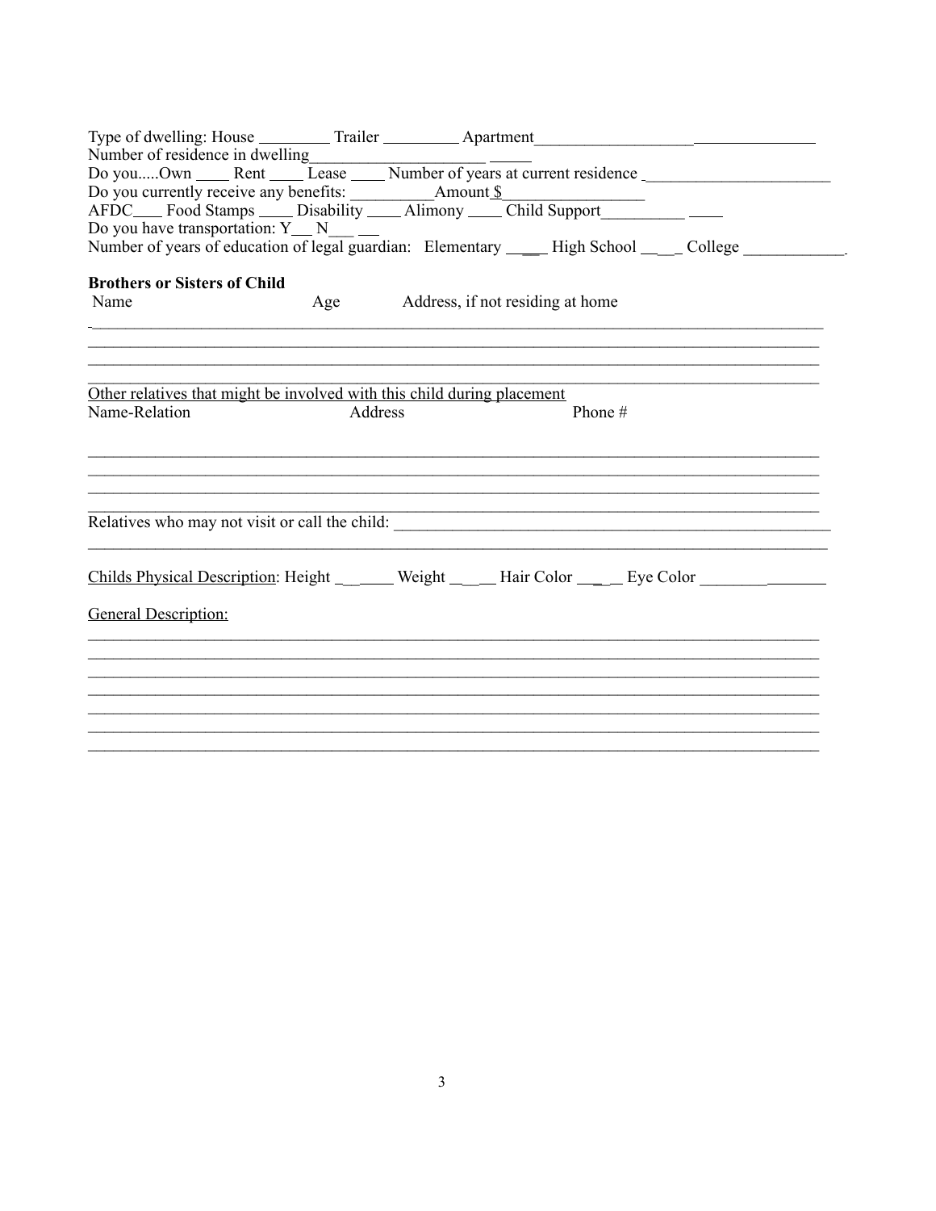Type of dwelling: House ________ Trailer _________ Apartment_________________________________

Number of residence in dwelling___________________________

Do you.....Own ____ Rent ____ Lease ____ Number of years at current residence ______________________

Do you currently receive any benefits: __________Amount $_________________

AFDC___ Food Stamps ____ Disability ____ Alimony ____ Child Support______________

Do you have transportation: Y___ N______

Number of years of education of legal guardian: Elementary ____ High School ____ College ____________.

**Brothers or Sisters of Child**

| Name | Age | Address, if not residing at home |
|---|---|---|
| | | |
| | | |
| | | |
| | | |

Other relatives that might be involved with this child during placement

| Name-Relation | Address | Phone # |
|---|---|---|
| | | |
| | | |
| | | |
| | | |

Relatives who may not visit or call the child: ______________________________________________________

______________________________________________________________________________________

Childs Physical Description: Height _______ Weight _____ Hair Color _____ Eye Color _______________

General Description:

______________________________________________________________________________________

______________________________________________________________________________________

______________________________________________________________________________________

______________________________________________________________________________________

______________________________________________________________________________________

______________________________________________________________________________________

______________________________________________________________________________________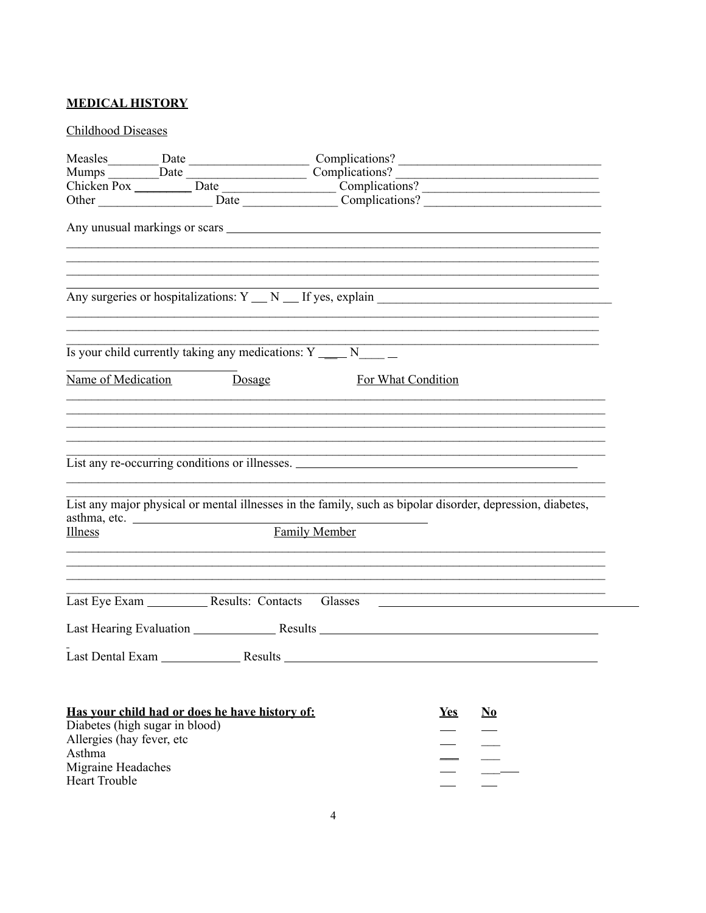## MEDICAL HISTORY

Childhood Diseases

Measles________ Date __________________ Complications? ______________________________
Mumps ________Date __________________ Complications? ______________________________
Chicken Pox _________ Date _________________ Complications? __________________________
Other _________________ Date ______________ Complications? __________________________

Any unusual markings or scars ____________________________________________________

_______________________________________________________________________________
_______________________________________________________________________________
_______________________________________________________________________________

Any surgeries or hospitalizations: Y __ N __ If yes, explain __________________________________

_______________________________________________________________________________
_______________________________________________________________________________

Is your child currently taking any medications: Y ____ N____

| Name of Medication | Dosage | For What Condition |
| --- | --- | --- |
| | | |
| | | |
| | | |
| | | |
| | | |

List any re-occurring conditions or illnesses. ____________________________________________

_______________________________________________________________________________

List any major physical or mental illnesses in the family, such as bipolar disorder, depression, diabetes, asthma, etc. ____________________________________________

| Illness | Family Member |
| --- | --- |
| | |
| | |
| | |
| | |

Last Eye Exam _________ Results: Contacts Glasses ____________________________________

Last Hearing Evaluation _____________ Results ____________________________________________

Last Dental Exam _____________ Results __________________________________________________

| **Has your child had or does he have history of:** | **Yes** | **No** |
| --- | --- | --- |
| Diabetes (high sugar in blood) | ___ | ___ |
| Allergies (hay fever, etc | ___ | ___ |
| Asthma | ___ | ___ |
| Migraine Headaches | ___ | ___ |
| Heart Trouble | ___ | ___ |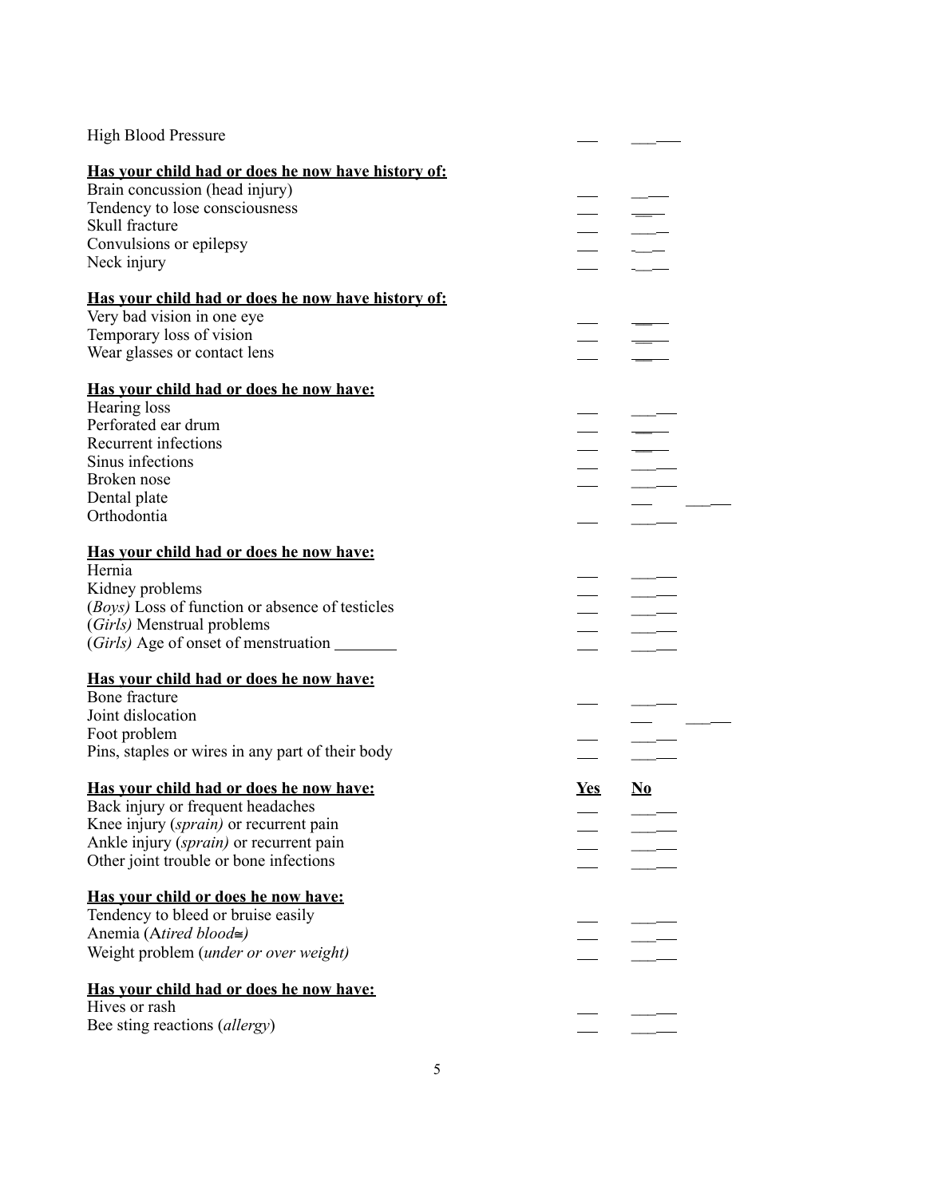High Blood Pressure ___ ___

**Has your child had or does he now have history of:**

Brain concussion (head injury) ___ ___
Tendency to lose consciousness ___ ___
Skull fracture ___ ___
Convulsions or epilepsy ___ ___
Neck injury ___ ___

**Has your child had or does he now have history of:**

Very bad vision in one eye ___ ___
Temporary loss of vision ___ ___
Wear glasses or contact lens ___ ___

**Has your child had or does he now have:**

Hearing loss ___ ___
Perforated ear drum ___ ___
Recurrent infections ___ ___
Sinus infections ___ ___
Broken nose ___ ___
Dental plate ___ ___
Orthodontia ___ ___

**Has your child had or does he now have:**

Hernia ___ ___
Kidney problems ___ ___
(*Boys)* Loss of function or absence of testicles ___ ___
(*Girls)* Menstrual problems ___ ___
(*Girls)* Age of onset of menstruation ________ ___ ___

**Has your child had or does he now have:**

Bone fracture ___ ___
Joint dislocation ___ ___
Foot problem ___ ___
Pins, staples or wires in any part of their body ___ ___

| **Has your child had or does he now have:** | **Yes** | **No** |
|---|---|---|
| Back injury or frequent headaches | ___ | ___ |
| Knee injury (*sprain)* or recurrent pain | ___ | ___ |
| Ankle injury (*sprain)* or recurrent pain | ___ | ___ |
| Other joint trouble or bone infections | ___ | ___ |

**Has your child or does he now have:**

Tendency to bleed or bruise easily ___ ___
Anemia (A*tired blood≅)* ___ ___
Weight problem (*under or over weight)* ___ ___

**Has your child had or does he now have:**

Hives or rash ___ ___
Bee sting reactions (*allergy*) ___ ___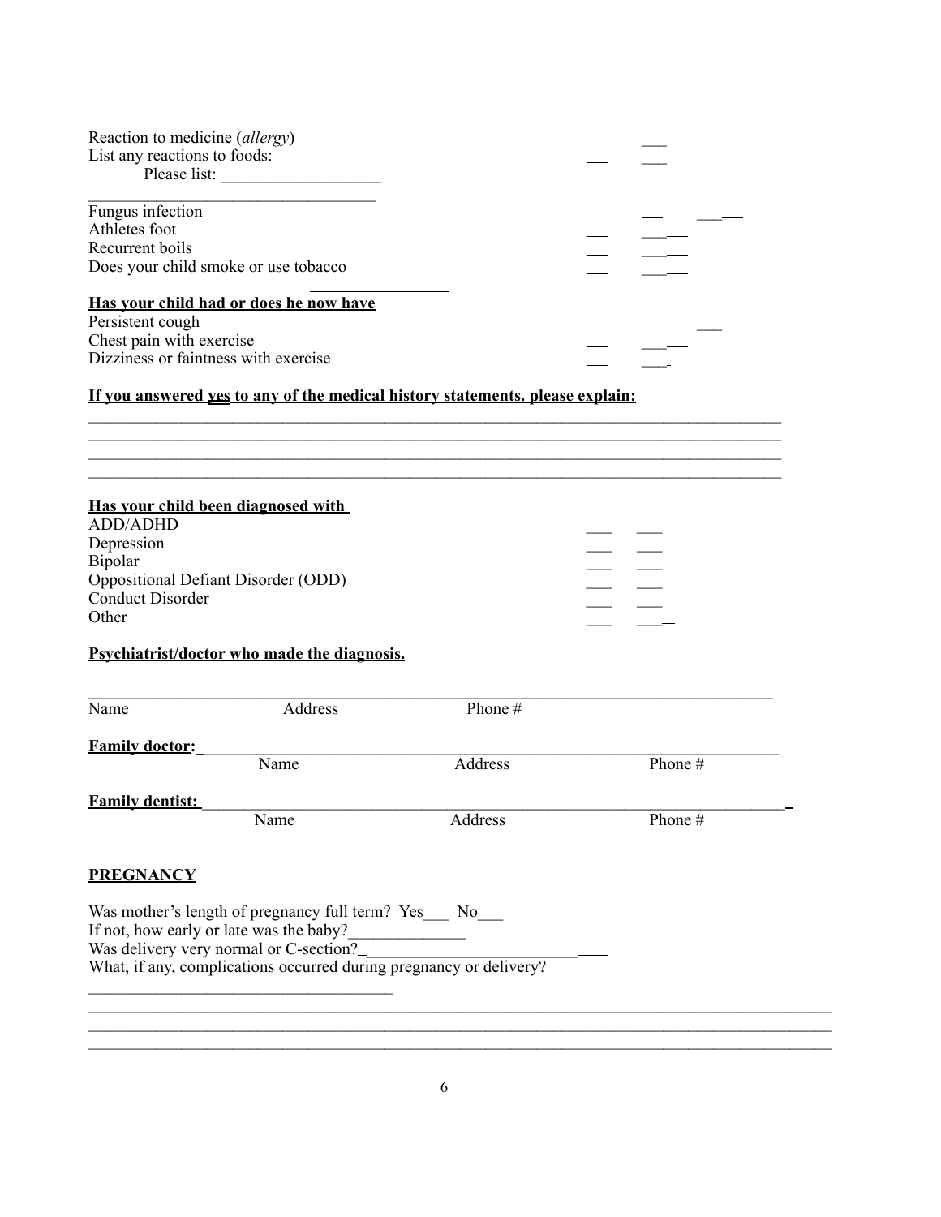Reaction to medicine (*allergy*) ___ ___

List any reactions to foods: ___ ___

Please list: __________________

___________________________________

Fungus infection ___ ___

Athletes foot ___ ___

Recurrent boils ___ ___

Does your child smoke or use tobacco ___ ___

**Has your child had or does he now have**

Persistent cough ___ ___

Chest pain with exercise ___ ___

Dizziness or faintness with exercise ___ ___

**If you answered yes to any of the medical history statements, please explain:**

_______________________________________________________________________________________
_______________________________________________________________________________________
_______________________________________________________________________________________
_______________________________________________________________________________________

**Has your child been diagnosed with**

ADD/ADHD ___ ___

Depression ___ ___

Bipolar ___ ___

Oppositional Defiant Disorder (ODD) ___ ___

Conduct Disorder ___ ___

Other ___ ___

**Psychiatrist/doctor who made the diagnosis.**

_______________________________________________________________________________________
Name Address Phone #

**Family doctor:**_______________________________________________________________________
Name Address Phone #

**Family dentist:**______________________________________________________________________
Name Address Phone #

**PREGNANCY**

Was mother's length of pregnancy full term? Yes___ No___

If not, how early or late was the baby?______________

Was delivery very normal or C-section?_____________________________

What, if any, complications occurred during pregnancy or delivery?

_____________________________________
_______________________________________________________________________________________
_______________________________________________________________________________________
_______________________________________________________________________________________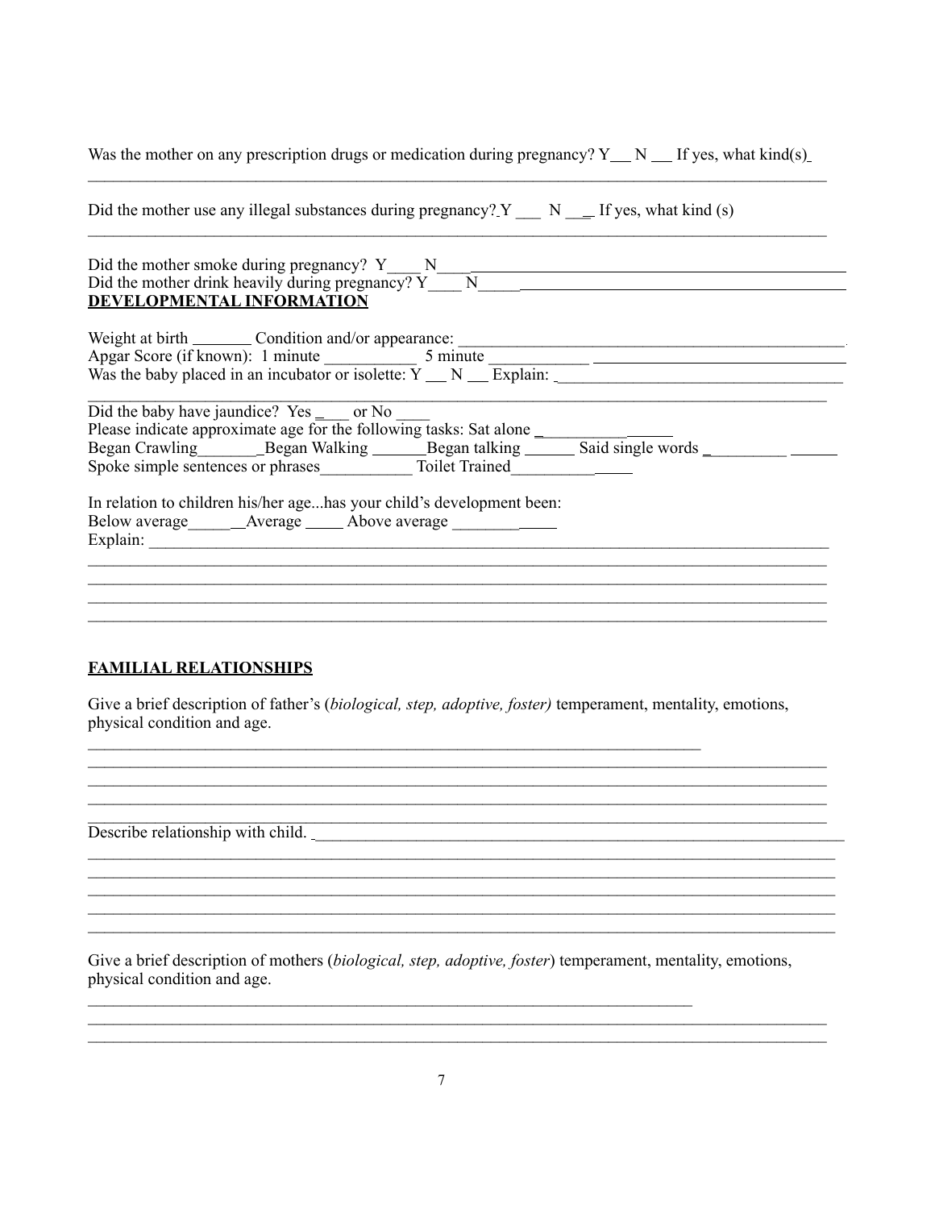Was the mother on any prescription drugs or medication during pregnancy? Y___ N ___ If yes, what kind(s)

_______________________________________________________________________________________

Did the mother use any illegal substances during pregnancy? Y ___ N ___ If yes, what kind (s)

_______________________________________________________________________________________

Did the mother smoke during pregnancy? Y____ N____________________________________________

Did the mother drink heavily during pregnancy? Y____ N_____________________________________

**DEVELOPMENTAL INFORMATION**

Weight at birth _______ Condition and/or appearance: ___________________________________________

Apgar Score (if known): 1 minute ___________ 5 minute ___________ ______________________________

Was the baby placed in an incubator or isolette: Y ___ N ___ Explain: __________________________________

_______________________________________________________________________________________

Did the baby have jaundice? Yes ____ or No ____

Please indicate approximate age for the following tasks: Sat alone ________________

Began Crawling________Began Walking _______Began talking ______ Said single words ________________

Spoke simple sentences or phrases___________ Toilet Trained______________

In relation to children his/her age...has your child's development been:

Below average_______Average _____ Above average _____________

Explain: _________________________________________________________________________________

_______________________________________________________________________________________

_______________________________________________________________________________________

_______________________________________________________________________________________

_______________________________________________________________________________________

**FAMILIAL RELATIONSHIPS**

Give a brief description of father's (*biological, step, adoptive, foster)* temperament, mentality, emotions, physical condition and age.

_______________________________________________________________________________________

_______________________________________________________________________________________

_______________________________________________________________________________________

_______________________________________________________________________________________

_______________________________________________________________________________________

Describe relationship with child. _________________________________________________________________

_______________________________________________________________________________________

_______________________________________________________________________________________

_______________________________________________________________________________________

_______________________________________________________________________________________

_______________________________________________________________________________________

Give a brief description of mothers (*biological, step, adoptive, foster*) temperament, mentality, emotions, physical condition and age.

_______________________________________________________________________________________

_______________________________________________________________________________________

_______________________________________________________________________________________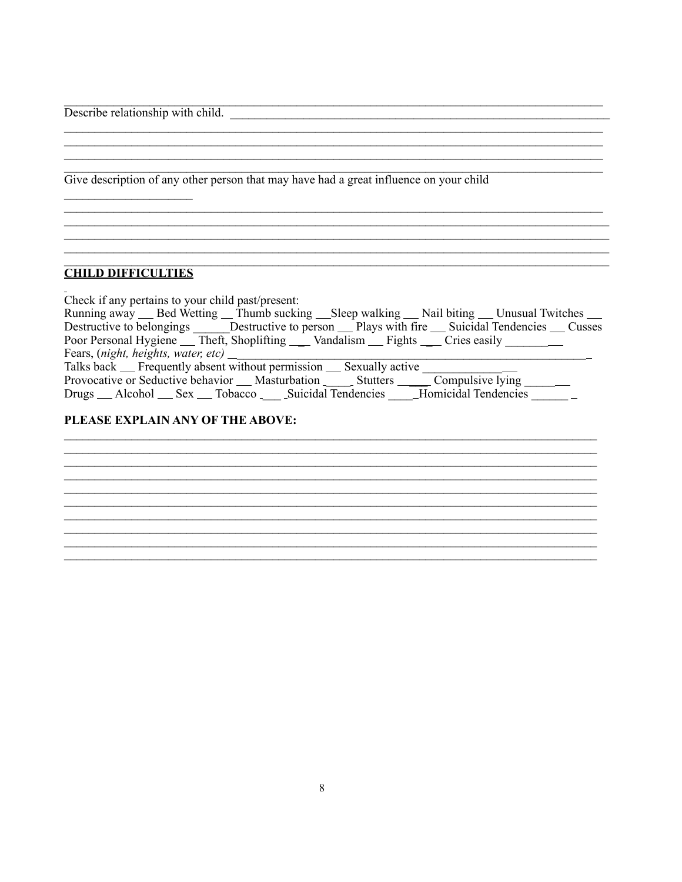Describe relationship with child. ___________________________________________________________________

___________________________________________________________________________________________

___________________________________________________________________________________________

___________________________________________________________________________________________

___________________________________________________________________________________________

Give description of any other person that may have had a great influence on your child ____________________

___________________________________________________________________________________________

___________________________________________________________________________________________

___________________________________________________________________________________________

___________________________________________________________________________________________

___________________________________________________________________________________________

**CHILD DIFFICULTIES**

Check if any pertains to your child past/present:

Running away ___ Bed Wetting __ Thumb sucking ___Sleep walking ___ Nail biting ___ Unusual Twitches ___
Destructive to belongings ______Destructive to person ___ Plays with fire ___ Suicidal Tendencies ___ Cusses
Poor Personal Hygiene ___ Theft, Shoplifting ___ Vandalism ___ Fights ___ Cries easily _________
Fears, (*night, heights, water, etc)* ______________________________________________________________
Talks back ___ Frequently absent without permission ___ Sexually active ________________
Provocative or Seductive behavior ___ Masturbation _____ Stutters _____ Compulsive lying _______
Drugs ___ Alcohol ___ Sex ___ Tobacco ____ Suicidal Tendencies _____Homicidal Tendencies ________

**PLEASE EXPLAIN ANY OF THE ABOVE:**

___________________________________________________________________________________________

___________________________________________________________________________________________

___________________________________________________________________________________________

___________________________________________________________________________________________

___________________________________________________________________________________________

___________________________________________________________________________________________

___________________________________________________________________________________________

___________________________________________________________________________________________

___________________________________________________________________________________________

___________________________________________________________________________________________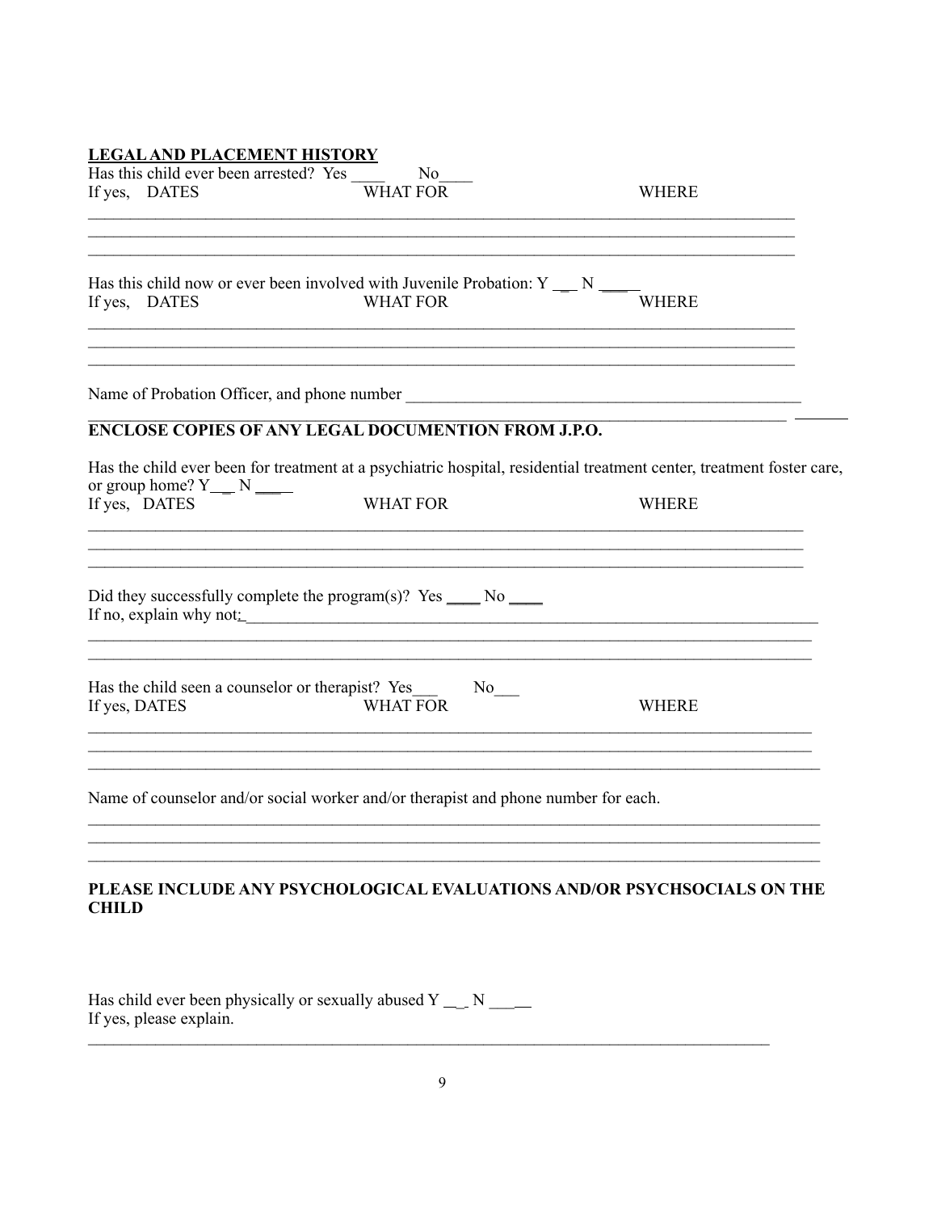**LEGAL AND PLACEMENT HISTORY**

Has this child ever been arrested? Yes ____ No____

If yes, DATES WHAT FOR WHERE

_______________________________________________________________________________________

_______________________________________________________________________________________

_______________________________________________________________________________________

Has this child now or ever been involved with Juvenile Probation: Y __ N ____

If yes, DATES WHAT FOR WHERE

_______________________________________________________________________________________

_______________________________________________________________________________________

_______________________________________________________________________________________

Name of Probation Officer, and phone number ____________________________________________

_______________________________________________________________________________________

**ENCLOSE COPIES OF ANY LEGAL DOCUMENTION FROM J.P.O.**

Has the child ever been for treatment at a psychiatric hospital, residential treatment center, treatment foster care, or group home? Y__ N ____

If yes, DATES WHAT FOR WHERE

_______________________________________________________________________________________

_______________________________________________________________________________________

_______________________________________________________________________________________

Did they successfully complete the program(s)? Yes ____ No ____

If no, explain why not:__________________________________________________________________

_______________________________________________________________________________________

_______________________________________________________________________________________

Has the child seen a counselor or therapist? Yes___ No___

If yes, DATES WHAT FOR WHERE

_______________________________________________________________________________________

_______________________________________________________________________________________

_______________________________________________________________________________________

Name of counselor and/or social worker and/or therapist and phone number for each.

_______________________________________________________________________________________

_______________________________________________________________________________________

_______________________________________________________________________________________

**PLEASE INCLUDE ANY PSYCHOLOGICAL EVALUATIONS AND/OR PSYCHSOCIALS ON THE CHILD**

Has child ever been physically or sexually abused Y ___ N _____

If yes, please explain.

_______________________________________________________________________________________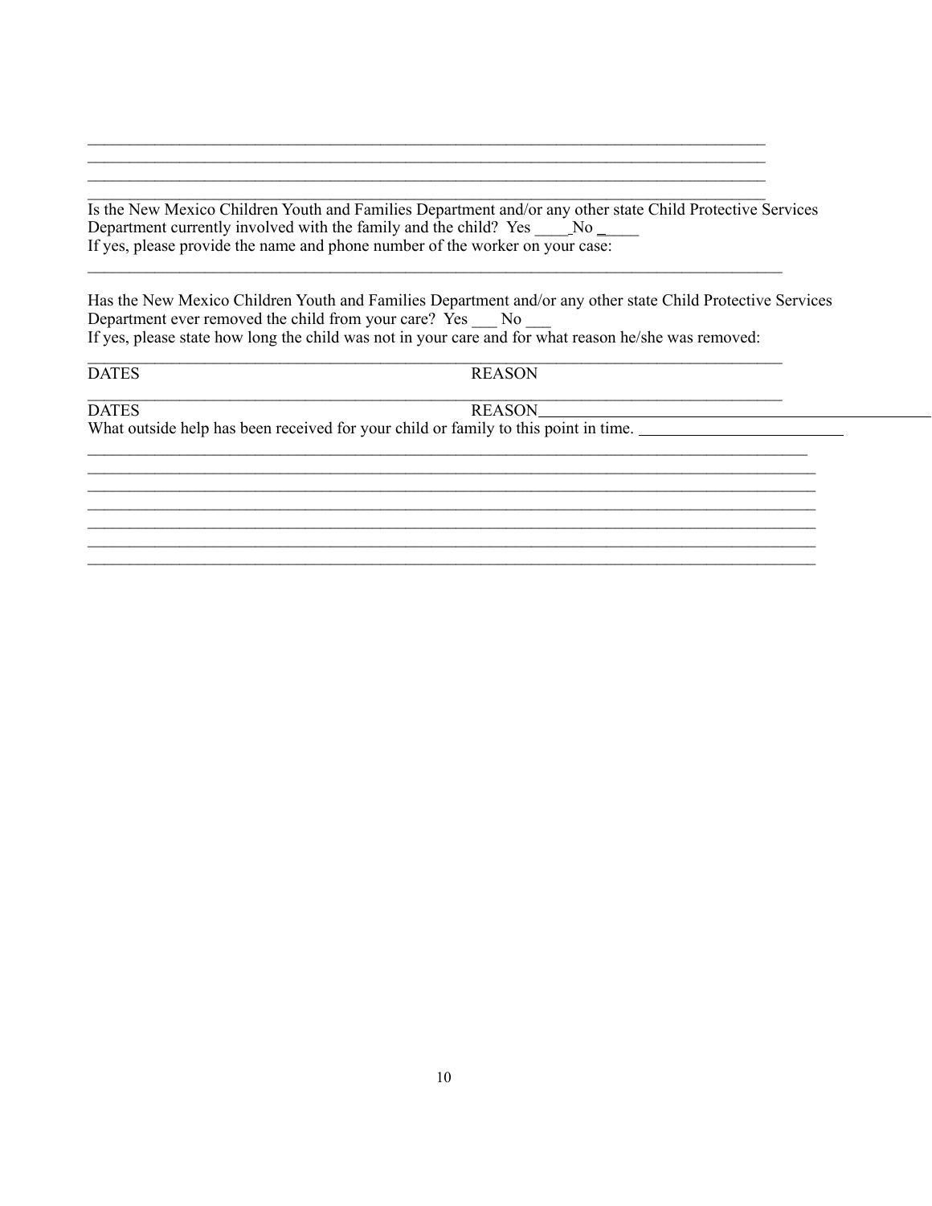\_\_\_\_\_\_\_\_\_\_\_\_\_\_\_\_\_\_\_\_\_\_\_\_\_\_\_\_\_\_\_\_\_\_\_\_\_\_\_\_\_\_\_\_\_\_\_\_\_\_\_\_\_\_\_\_\_\_\_\_\_\_\_\_\_\_\_\_\_\_\_\_\_\_\_\_\_\_\_\_\_\_\_\_
\_\_\_\_\_\_\_\_\_\_\_\_\_\_\_\_\_\_\_\_\_\_\_\_\_\_\_\_\_\_\_\_\_\_\_\_\_\_\_\_\_\_\_\_\_\_\_\_\_\_\_\_\_\_\_\_\_\_\_\_\_\_\_\_\_\_\_\_\_\_\_\_\_\_\_\_\_\_\_\_\_\_\_\_
\_\_\_\_\_\_\_\_\_\_\_\_\_\_\_\_\_\_\_\_\_\_\_\_\_\_\_\_\_\_\_\_\_\_\_\_\_\_\_\_\_\_\_\_\_\_\_\_\_\_\_\_\_\_\_\_\_\_\_\_\_\_\_\_\_\_\_\_\_\_\_\_\_\_\_\_\_\_\_\_\_\_\_\_
\_\_\_\_\_\_\_\_\_\_\_\_\_\_\_\_\_\_\_\_\_\_\_\_\_\_\_\_\_\_\_\_\_\_\_\_\_\_\_\_\_\_\_\_\_\_\_\_\_\_\_\_\_\_\_\_\_\_\_\_\_\_\_\_\_\_\_\_\_\_\_\_\_\_\_\_\_\_\_\_\_\_\_\_

Is the New Mexico Children Youth and Families Department and/or any other state Child Protective Services Department currently involved with the family and the child? Yes \_\_\_\_\_ No \_\_\_\_\_
If yes, please provide the name and phone number of the worker on your case:
\_\_\_\_\_\_\_\_\_\_\_\_\_\_\_\_\_\_\_\_\_\_\_\_\_\_\_\_\_\_\_\_\_\_\_\_\_\_\_\_\_\_\_\_\_\_\_\_\_\_\_\_\_\_\_\_\_\_\_\_\_\_\_\_\_\_\_\_\_\_\_\_\_\_\_\_\_\_\_\_\_\_\_\_

Has the New Mexico Children Youth and Families Department and/or any other state Child Protective Services Department ever removed the child from your care? Yes \_\_\_ No \_\_\_
If yes, please state how long the child was not in your care and for what reason he/she was removed:
\_\_\_\_\_\_\_\_\_\_\_\_\_\_\_\_\_\_\_\_\_\_\_\_\_\_\_\_\_\_\_\_\_\_\_\_\_\_\_\_\_\_\_\_\_\_\_\_\_\_\_\_\_\_\_\_\_\_\_\_\_\_\_\_\_\_\_\_\_\_\_\_\_\_\_\_\_\_\_\_\_\_\_\_
DATES REASON
\_\_\_\_\_\_\_\_\_\_\_\_\_\_\_\_\_\_\_\_\_\_\_\_\_\_\_\_\_\_\_\_\_\_\_\_\_\_\_\_\_\_\_\_\_\_\_\_\_\_\_\_\_\_\_\_\_\_\_\_\_\_\_\_\_\_\_\_\_\_\_\_\_\_\_\_\_\_\_\_\_\_\_\_
DATES REASON\_\_\_\_\_\_\_\_\_\_\_\_\_\_\_\_\_\_\_\_\_\_\_\_\_\_\_\_\_\_\_\_\_\_\_\_

What outside help has been received for your child or family to this point in time. \_\_\_\_\_\_\_\_\_\_\_\_\_\_\_\_\_\_\_\_\_\_\_\_\_
\_\_\_\_\_\_\_\_\_\_\_\_\_\_\_\_\_\_\_\_\_\_\_\_\_\_\_\_\_\_\_\_\_\_\_\_\_\_\_\_\_\_\_\_\_\_\_\_\_\_\_\_\_\_\_\_\_\_\_\_\_\_\_\_\_\_\_\_\_\_\_\_\_\_\_\_\_\_\_\_\_\_\_\_\_\_\_\_\_
\_\_\_\_\_\_\_\_\_\_\_\_\_\_\_\_\_\_\_\_\_\_\_\_\_\_\_\_\_\_\_\_\_\_\_\_\_\_\_\_\_\_\_\_\_\_\_\_\_\_\_\_\_\_\_\_\_\_\_\_\_\_\_\_\_\_\_\_\_\_\_\_\_\_\_\_\_\_\_\_\_\_\_\_\_\_\_\_\_
\_\_\_\_\_\_\_\_\_\_\_\_\_\_\_\_\_\_\_\_\_\_\_\_\_\_\_\_\_\_\_\_\_\_\_\_\_\_\_\_\_\_\_\_\_\_\_\_\_\_\_\_\_\_\_\_\_\_\_\_\_\_\_\_\_\_\_\_\_\_\_\_\_\_\_\_\_\_\_\_\_\_\_\_\_\_\_\_\_
\_\_\_\_\_\_\_\_\_\_\_\_\_\_\_\_\_\_\_\_\_\_\_\_\_\_\_\_\_\_\_\_\_\_\_\_\_\_\_\_\_\_\_\_\_\_\_\_\_\_\_\_\_\_\_\_\_\_\_\_\_\_\_\_\_\_\_\_\_\_\_\_\_\_\_\_\_\_\_\_\_\_\_\_\_\_\_\_\_
\_\_\_\_\_\_\_\_\_\_\_\_\_\_\_\_\_\_\_\_\_\_\_\_\_\_\_\_\_\_\_\_\_\_\_\_\_\_\_\_\_\_\_\_\_\_\_\_\_\_\_\_\_\_\_\_\_\_\_\_\_\_\_\_\_\_\_\_\_\_\_\_\_\_\_\_\_\_\_\_\_\_\_\_\_\_\_\_\_
\_\_\_\_\_\_\_\_\_\_\_\_\_\_\_\_\_\_\_\_\_\_\_\_\_\_\_\_\_\_\_\_\_\_\_\_\_\_\_\_\_\_\_\_\_\_\_\_\_\_\_\_\_\_\_\_\_\_\_\_\_\_\_\_\_\_\_\_\_\_\_\_\_\_\_\_\_\_\_\_\_\_\_\_\_\_\_\_\_
\_\_\_\_\_\_\_\_\_\_\_\_\_\_\_\_\_\_\_\_\_\_\_\_\_\_\_\_\_\_\_\_\_\_\_\_\_\_\_\_\_\_\_\_\_\_\_\_\_\_\_\_\_\_\_\_\_\_\_\_\_\_\_\_\_\_\_\_\_\_\_\_\_\_\_\_\_\_\_\_\_\_\_\_\_\_\_\_\_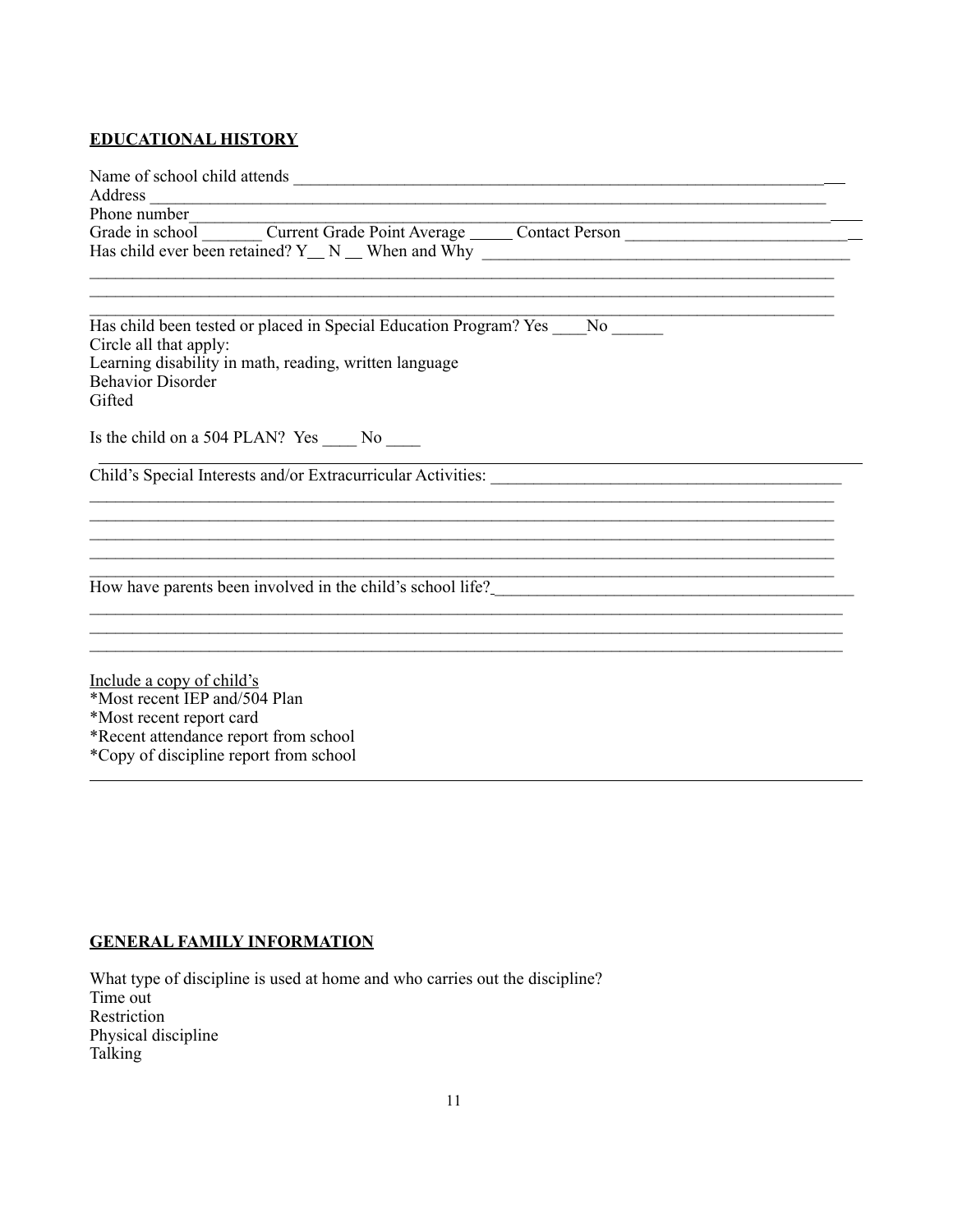**EDUCATIONAL HISTORY**

Name of school child attends ______________________________________________________________

Address ___________________________________________________________________________

Phone number_______________________________________________________________________

Grade in school _______ Current Grade Point Average _____ Contact Person ___________________________

Has child ever been retained? Y__ N __ When and Why ___________________________________________

_______________________________________________________________________________________

_______________________________________________________________________________________

_______________________________________________________________________________________

Has child been tested or placed in Special Education Program? Yes ____No ______

Circle all that apply:

Learning disability in math, reading, written language

Behavior Disorder

Gifted

Is the child on a 504 PLAN? Yes ____ No ____

---

Child's Special Interests and/or Extracurricular Activities: __________________________________________

_______________________________________________________________________________________

_______________________________________________________________________________________

_______________________________________________________________________________________

_______________________________________________________________________________________

_______________________________________________________________________________________

How have parents been involved in the child's school life?___________________________________________

_______________________________________________________________________________________

_______________________________________________________________________________________

_______________________________________________________________________________________

Include a copy of child's

*Most recent IEP and/504 Plan

*Most recent report card

*Recent attendance report from school

*Copy of discipline report from school

---

**GENERAL FAMILY INFORMATION**

What type of discipline is used at home and who carries out the discipline?

Time out

Restriction

Physical discipline

Talking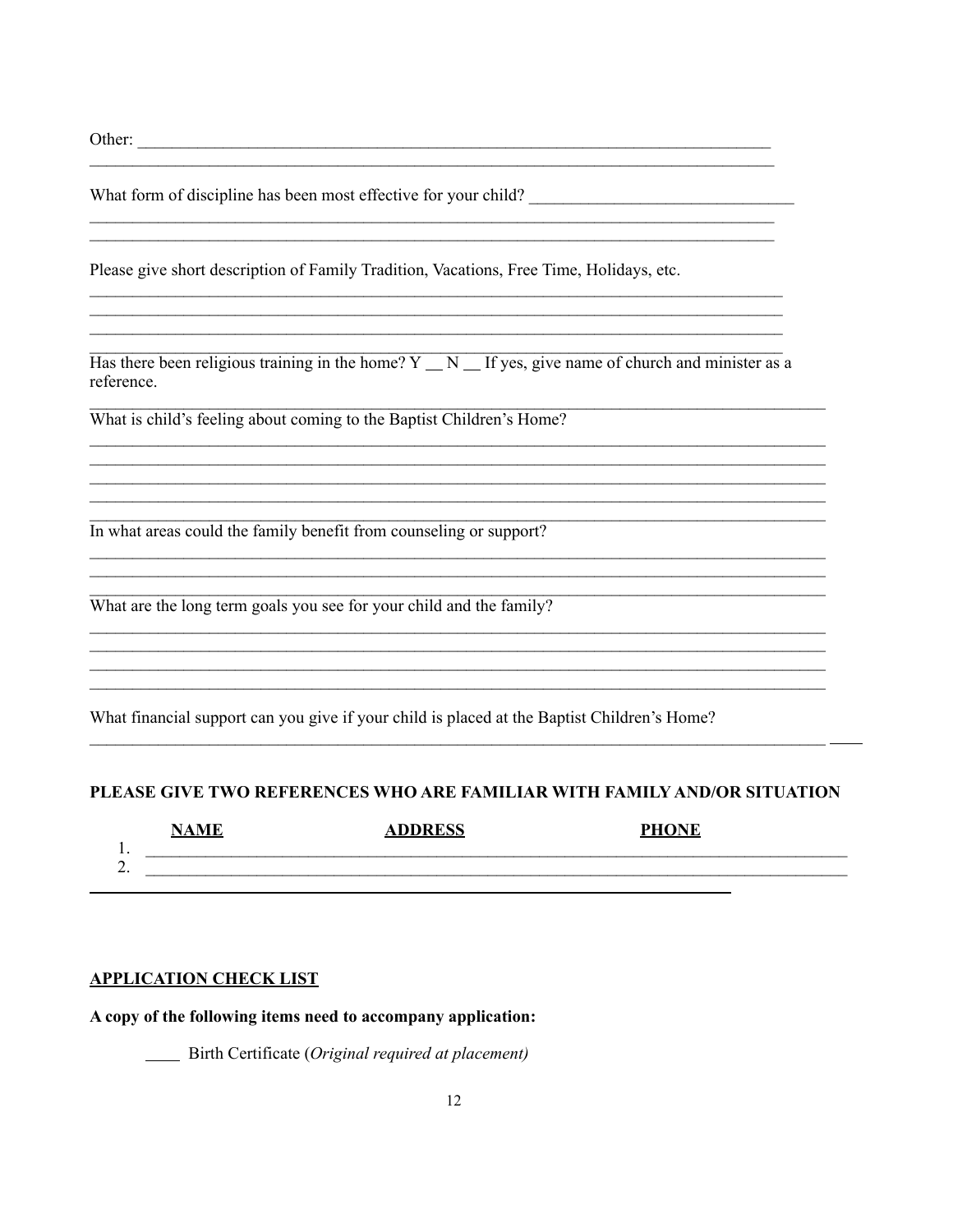Other: ____________________________________________________________________________
______________________________________________________________________________

What form of discipline has been most effective for your child? ______________________________
______________________________________________________________________________
______________________________________________________________________________

Please give short description of Family Tradition, Vacations, Free Time, Holidays, etc.
______________________________________________________________________________
______________________________________________________________________________
______________________________________________________________________________
______________________________________________________________________________

Has there been religious training in the home? Y __ N __ If yes, give name of church and minister as a reference.
______________________________________________________________________________

What is child's feeling about coming to the Baptist Children's Home?
______________________________________________________________________________
______________________________________________________________________________
______________________________________________________________________________
______________________________________________________________________________
______________________________________________________________________________

In what areas could the family benefit from counseling or support?
______________________________________________________________________________
______________________________________________________________________________
______________________________________________________________________________

What are the long term goals you see for your child and the family?
______________________________________________________________________________
______________________________________________________________________________
______________________________________________________________________________
______________________________________________________________________________

What financial support can you give if your child is placed at the Baptist Children's Home?
______________________________________________________________________________

**PLEASE GIVE TWO REFERENCES WHO ARE FAMILIAR WITH FAMILY AND/OR SITUATION**

| | NAME | ADDRESS | PHONE |
|---|---|---|---|
| 1. | | | |
| 2. | | | |

**APPLICATION CHECK LIST**

**A copy of the following items need to accompany application:**

____ Birth Certificate (*Original required at placement)*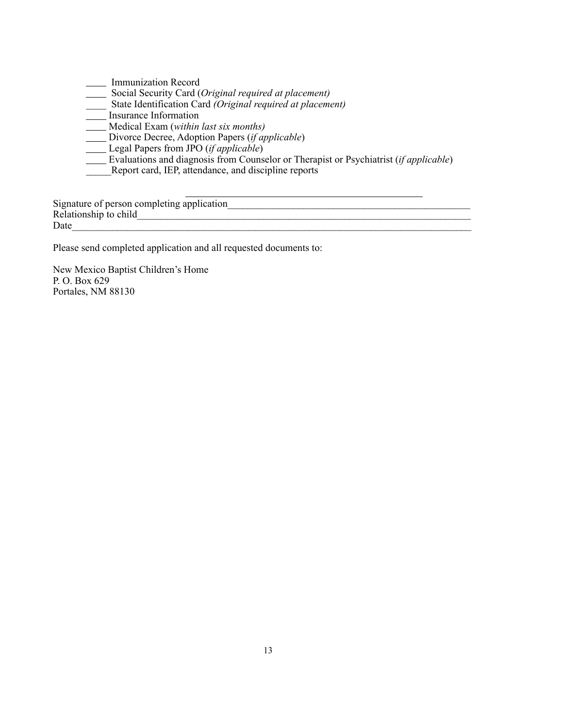____ Immunization Record
____ Social Security Card (*Original required at placement)*
____ State Identification Card *(Original required at placement)*
____ Insurance Information
____ Medical Exam (*within last six months)*
____ Divorce Decree, Adoption Papers (*if applicable*)
____ Legal Papers from JPO (*if applicable*)
____ Evaluations and diagnosis from Counselor or Therapist or Psychiatrist (*if applicable*)
_____Report card, IEP, attendance, and discipline reports

Signature of person completing application___________________________________________________
Relationship to child_________________________________________________________________________
Date_______________________________________________________________________________________

Please send completed application and all requested documents to:

New Mexico Baptist Children's Home
P. O. Box 629
Portales, NM 88130